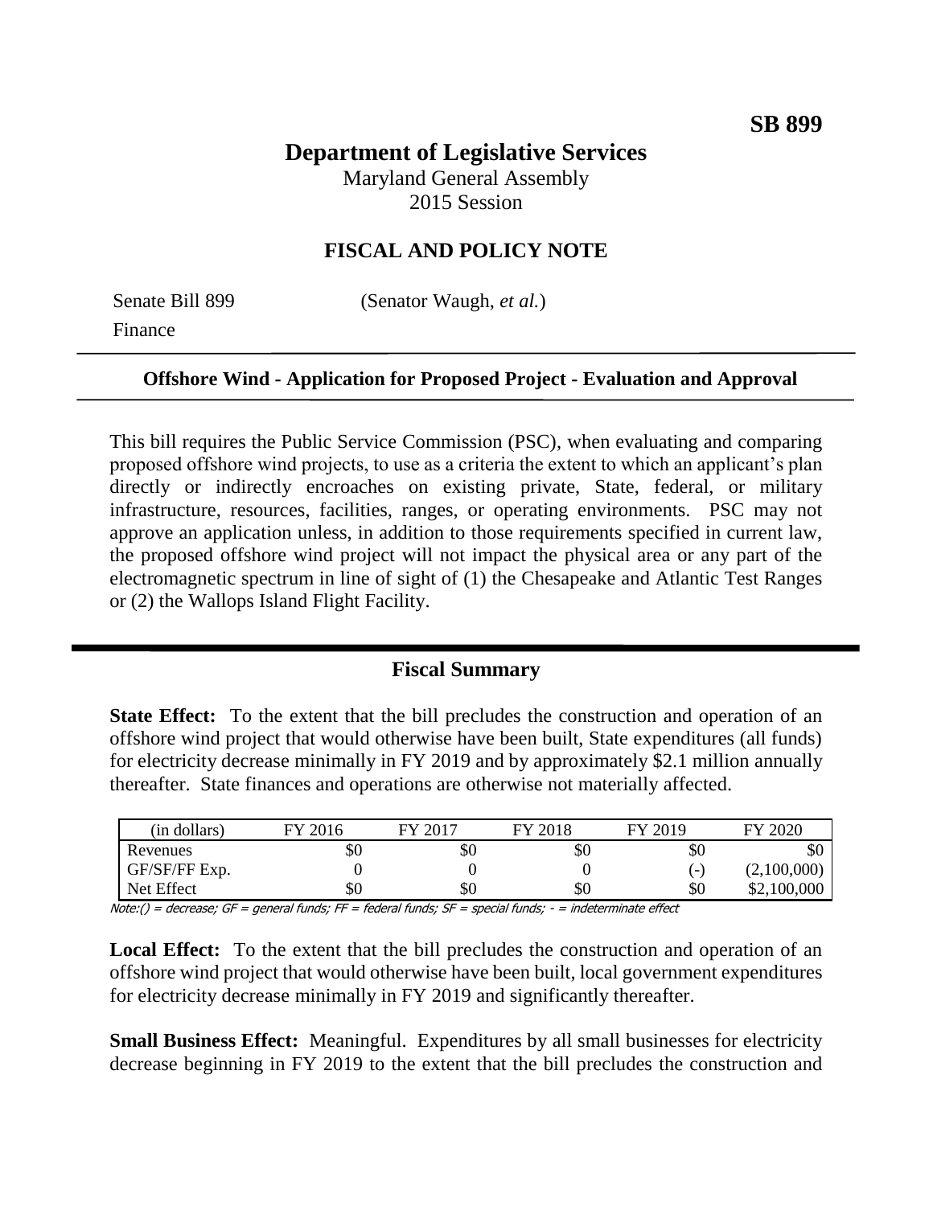**SB 899**

# Department of Legislative Services

Maryland General Assembly
2015 Session

## FISCAL AND POLICY NOTE

Senate Bill 899 (Senator Waugh, *et al.*)
Finance

**Offshore Wind - Application for Proposed Project - Evaluation and Approval**

This bill requires the Public Service Commission (PSC), when evaluating and comparing proposed offshore wind projects, to use as a criteria the extent to which an applicant's plan directly or indirectly encroaches on existing private, State, federal, or military infrastructure, resources, facilities, ranges, or operating environments. PSC may not approve an application unless, in addition to those requirements specified in current law, the proposed offshore wind project will not impact the physical area or any part of the electromagnetic spectrum in line of sight of (1) the Chesapeake and Atlantic Test Ranges or (2) the Wallops Island Flight Facility.

## Fiscal Summary

**State Effect:** To the extent that the bill precludes the construction and operation of an offshore wind project that would otherwise have been built, State expenditures (all funds) for electricity decrease minimally in FY 2019 and by approximately $2.1 million annually thereafter. State finances and operations are otherwise not materially affected.

| (in dollars) | FY 2016 | FY 2017 | FY 2018 | FY 2019 | FY 2020 |
|---|---|---|---|---|---|
| Revenues | $0 | $0 | $0 | $0 | $0 |
| GF/SF/FF Exp. | 0 | 0 | 0 | (-) | (2,100,000) |
| Net Effect | $0 | $0 | $0 | $0 | $2,100,000 |

*Note:() = decrease; GF = general funds; FF = federal funds; SF = special funds; - = indeterminate effect*

**Local Effect:** To the extent that the bill precludes the construction and operation of an offshore wind project that would otherwise have been built, local government expenditures for electricity decrease minimally in FY 2019 and significantly thereafter.

**Small Business Effect:** Meaningful. Expenditures by all small businesses for electricity decrease beginning in FY 2019 to the extent that the bill precludes the construction and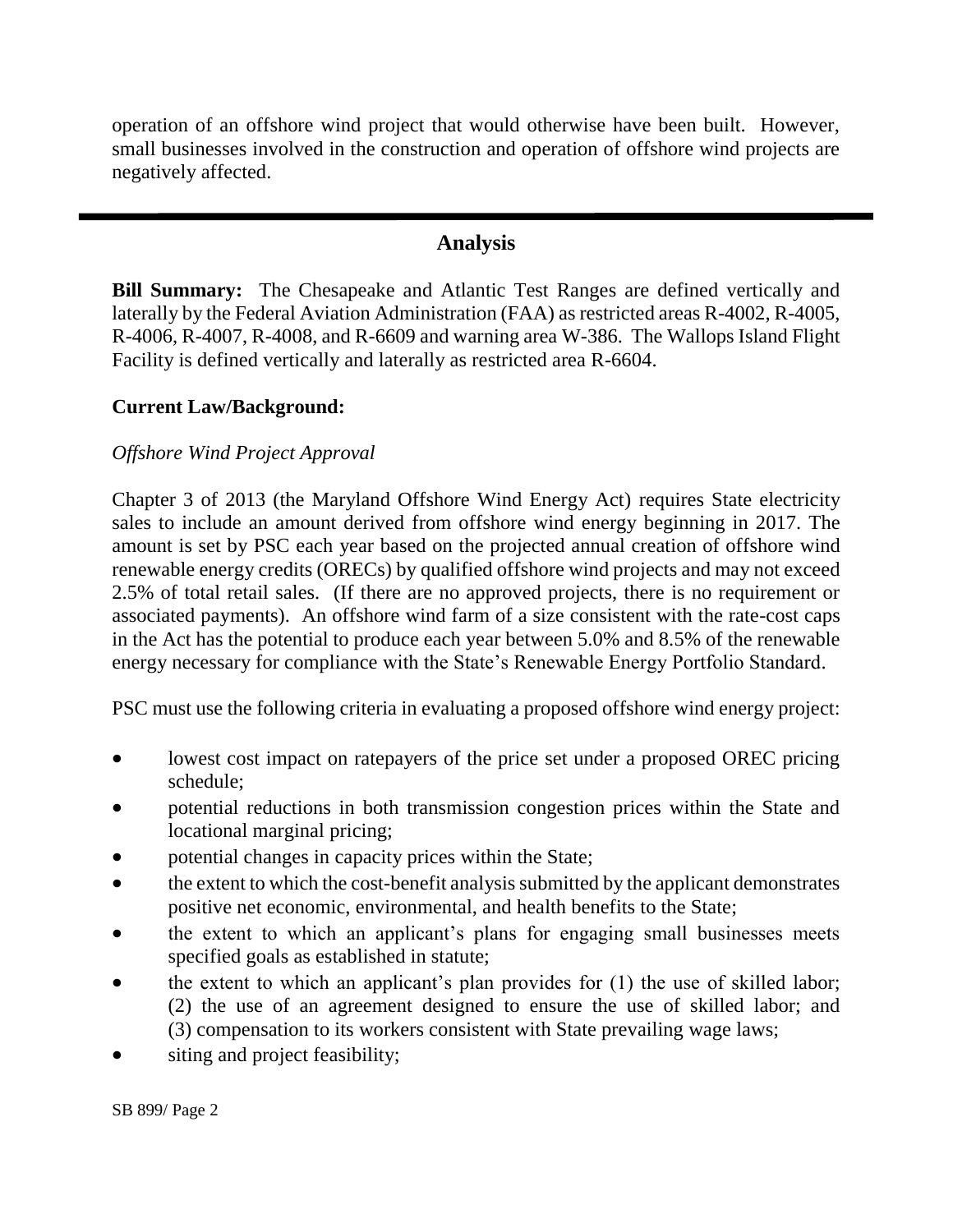operation of an offshore wind project that would otherwise have been built. However, small businesses involved in the construction and operation of offshore wind projects are negatively affected.

---

## Analysis

**Bill Summary:** The Chesapeake and Atlantic Test Ranges are defined vertically and laterally by the Federal Aviation Administration (FAA) as restricted areas R-4002, R-4005, R-4006, R-4007, R-4008, and R-6609 and warning area W-386. The Wallops Island Flight Facility is defined vertically and laterally as restricted area R-6604.

**Current Law/Background:**

*Offshore Wind Project Approval*

Chapter 3 of 2013 (the Maryland Offshore Wind Energy Act) requires State electricity sales to include an amount derived from offshore wind energy beginning in 2017. The amount is set by PSC each year based on the projected annual creation of offshore wind renewable energy credits (ORECs) by qualified offshore wind projects and may not exceed 2.5% of total retail sales. (If there are no approved projects, there is no requirement or associated payments). An offshore wind farm of a size consistent with the rate-cost caps in the Act has the potential to produce each year between 5.0% and 8.5% of the renewable energy necessary for compliance with the State's Renewable Energy Portfolio Standard.

PSC must use the following criteria in evaluating a proposed offshore wind energy project:

- lowest cost impact on ratepayers of the price set under a proposed OREC pricing schedule;
- potential reductions in both transmission congestion prices within the State and locational marginal pricing;
- potential changes in capacity prices within the State;
- the extent to which the cost-benefit analysis submitted by the applicant demonstrates positive net economic, environmental, and health benefits to the State;
- the extent to which an applicant's plans for engaging small businesses meets specified goals as established in statute;
- the extent to which an applicant's plan provides for (1) the use of skilled labor; (2) the use of an agreement designed to ensure the use of skilled labor; and (3) compensation to its workers consistent with State prevailing wage laws;
- siting and project feasibility;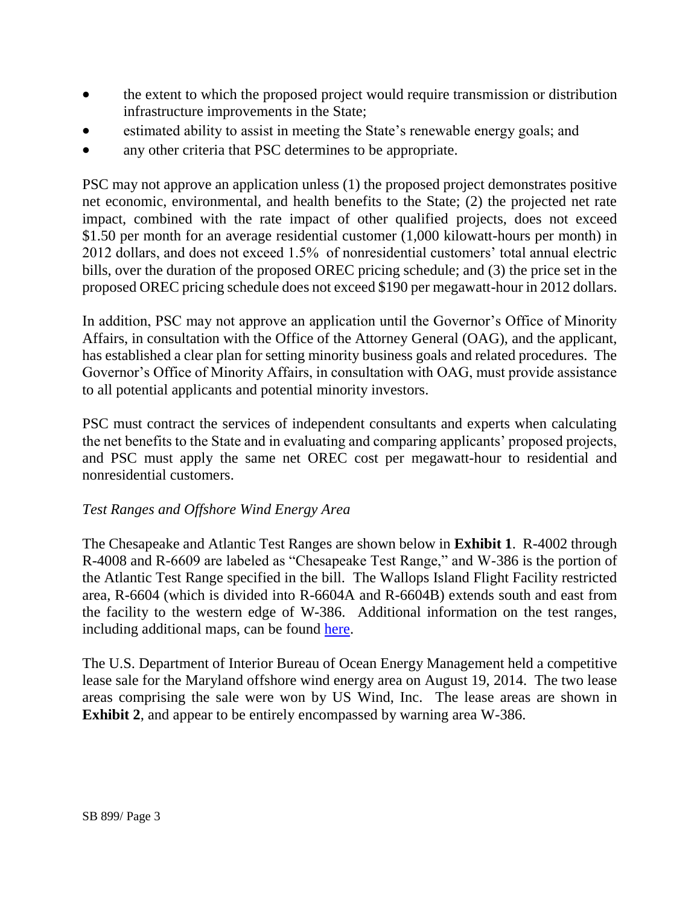- the extent to which the proposed project would require transmission or distribution infrastructure improvements in the State;
- estimated ability to assist in meeting the State's renewable energy goals; and
- any other criteria that PSC determines to be appropriate.

PSC may not approve an application unless (1) the proposed project demonstrates positive net economic, environmental, and health benefits to the State; (2) the projected net rate impact, combined with the rate impact of other qualified projects, does not exceed $1.50 per month for an average residential customer (1,000 kilowatt-hours per month) in 2012 dollars, and does not exceed 1.5% of nonresidential customers' total annual electric bills, over the duration of the proposed OREC pricing schedule; and (3) the price set in the proposed OREC pricing schedule does not exceed $190 per megawatt-hour in 2012 dollars.

In addition, PSC may not approve an application until the Governor's Office of Minority Affairs, in consultation with the Office of the Attorney General (OAG), and the applicant, has established a clear plan for setting minority business goals and related procedures. The Governor's Office of Minority Affairs, in consultation with OAG, must provide assistance to all potential applicants and potential minority investors.

PSC must contract the services of independent consultants and experts when calculating the net benefits to the State and in evaluating and comparing applicants' proposed projects, and PSC must apply the same net OREC cost per megawatt-hour to residential and nonresidential customers.

*Test Ranges and Offshore Wind Energy Area*

The Chesapeake and Atlantic Test Ranges are shown below in **Exhibit 1**. R-4002 through R-4008 and R-6609 are labeled as "Chesapeake Test Range," and W-386 is the portion of the Atlantic Test Range specified in the bill. The Wallops Island Flight Facility restricted area, R-6604 (which is divided into R-6604A and R-6604B) extends south and east from the facility to the western edge of W-386. Additional information on the test ranges, including additional maps, can be found here.

The U.S. Department of Interior Bureau of Ocean Energy Management held a competitive lease sale for the Maryland offshore wind energy area on August 19, 2014. The two lease areas comprising the sale were won by US Wind, Inc. The lease areas are shown in **Exhibit 2**, and appear to be entirely encompassed by warning area W-386.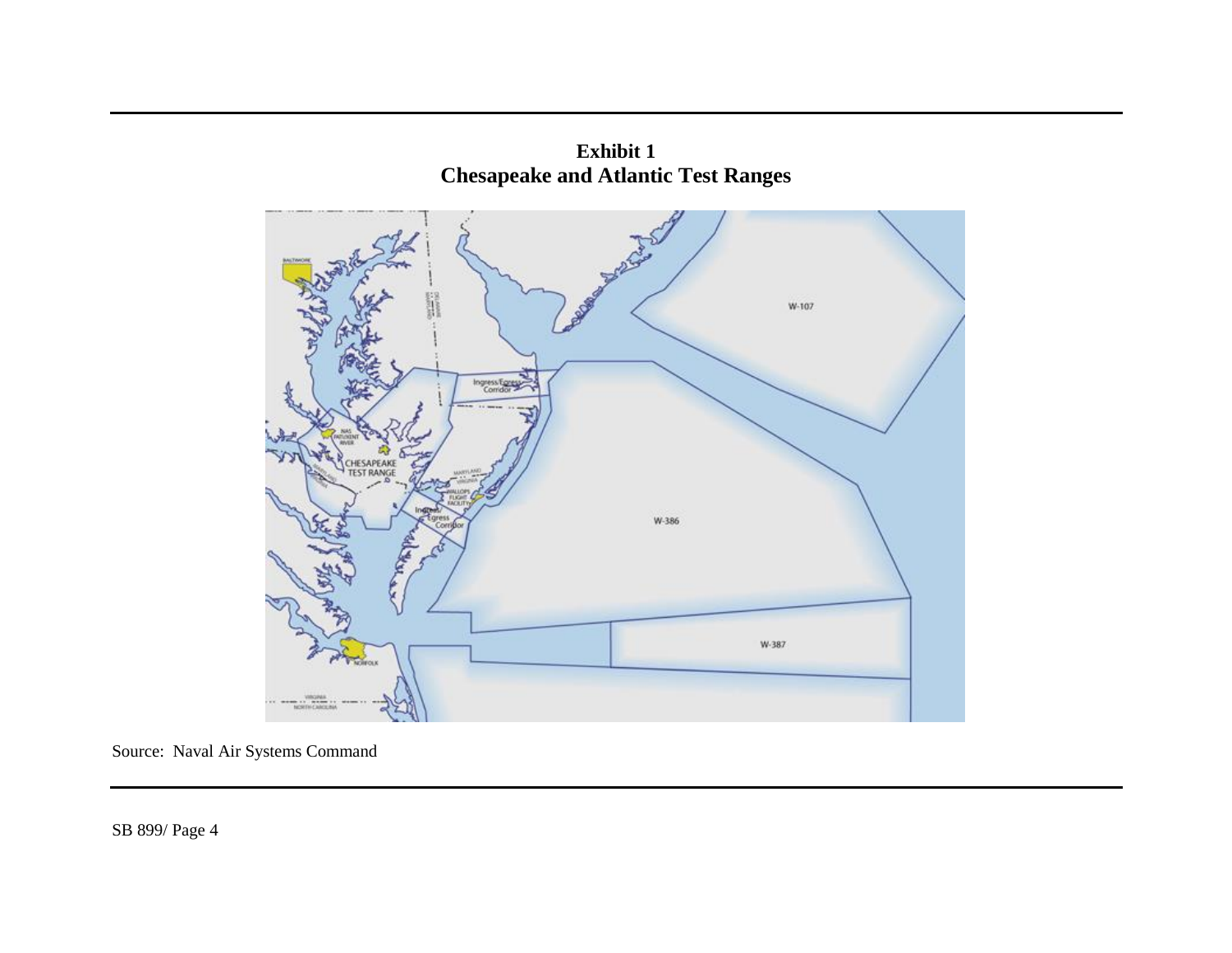**Exhibit 1**
**Chesapeake and Atlantic Test Ranges**

Source: Naval Air Systems Command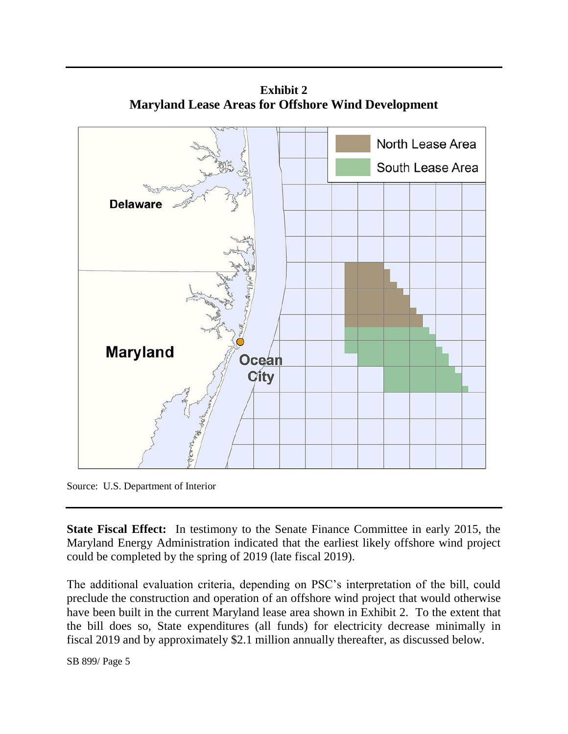**Exhibit 2**
**Maryland Lease Areas for Offshore Wind Development**

Source: U.S. Department of Interior

**State Fiscal Effect:** In testimony to the Senate Finance Committee in early 2015, the Maryland Energy Administration indicated that the earliest likely offshore wind project could be completed by the spring of 2019 (late fiscal 2019).

The additional evaluation criteria, depending on PSC's interpretation of the bill, could preclude the construction and operation of an offshore wind project that would otherwise have been built in the current Maryland lease area shown in Exhibit 2. To the extent that the bill does so, State expenditures (all funds) for electricity decrease minimally in fiscal 2019 and by approximately $2.1 million annually thereafter, as discussed below.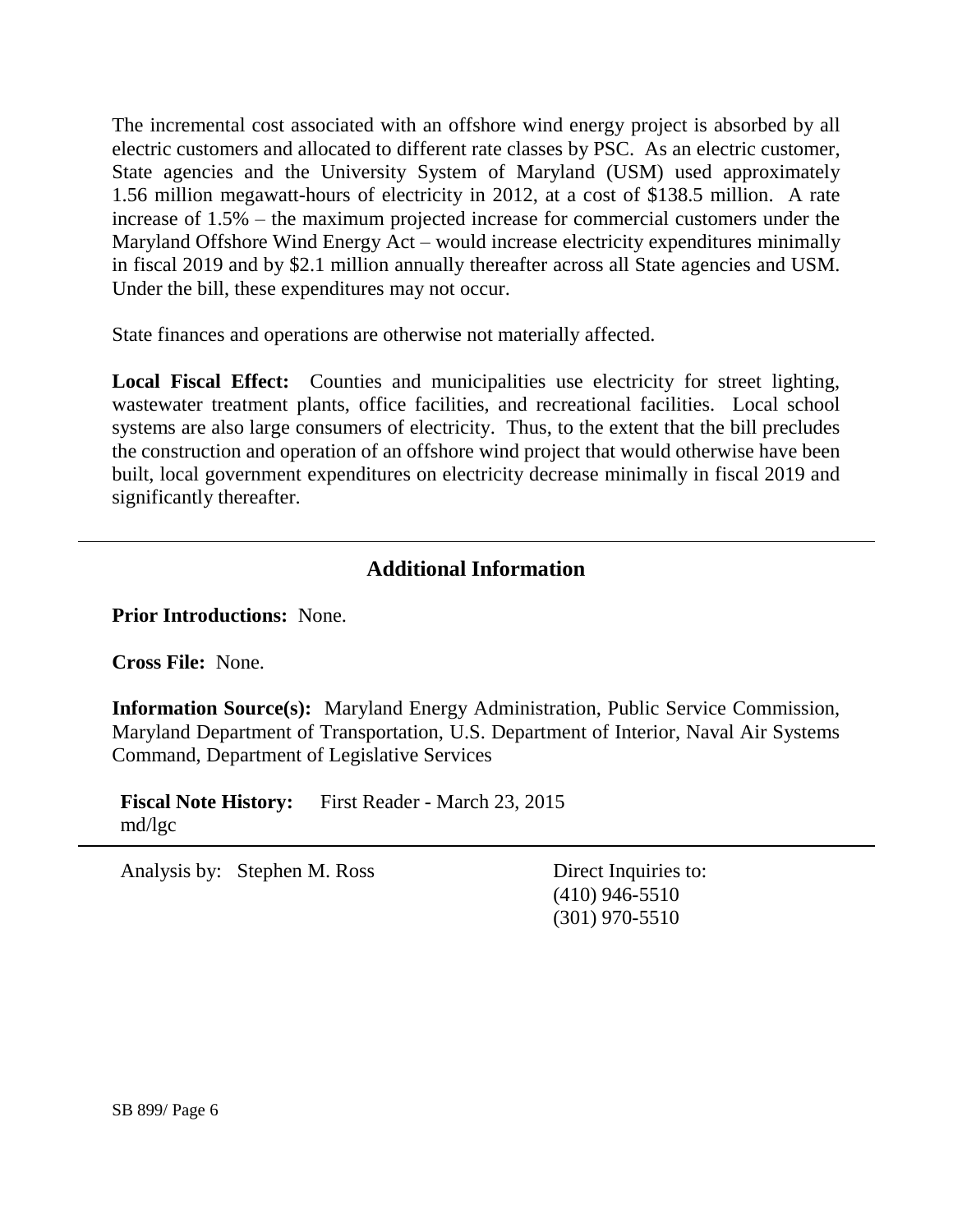The incremental cost associated with an offshore wind energy project is absorbed by all electric customers and allocated to different rate classes by PSC. As an electric customer, State agencies and the University System of Maryland (USM) used approximately 1.56 million megawatt-hours of electricity in 2012, at a cost of $138.5 million. A rate increase of 1.5% – the maximum projected increase for commercial customers under the Maryland Offshore Wind Energy Act – would increase electricity expenditures minimally in fiscal 2019 and by $2.1 million annually thereafter across all State agencies and USM. Under the bill, these expenditures may not occur.

State finances and operations are otherwise not materially affected.

**Local Fiscal Effect:** Counties and municipalities use electricity for street lighting, wastewater treatment plants, office facilities, and recreational facilities. Local school systems are also large consumers of electricity. Thus, to the extent that the bill precludes the construction and operation of an offshore wind project that would otherwise have been built, local government expenditures on electricity decrease minimally in fiscal 2019 and significantly thereafter.

---

## Additional Information

**Prior Introductions:** None.

**Cross File:** None.

**Information Source(s):** Maryland Energy Administration, Public Service Commission, Maryland Department of Transportation, U.S. Department of Interior, Naval Air Systems Command, Department of Legislative Services

**Fiscal Note History:** First Reader - March 23, 2015
md/lgc

---

Analysis by: Stephen M. Ross

Direct Inquiries to:
(410) 946-5510
(301) 970-5510